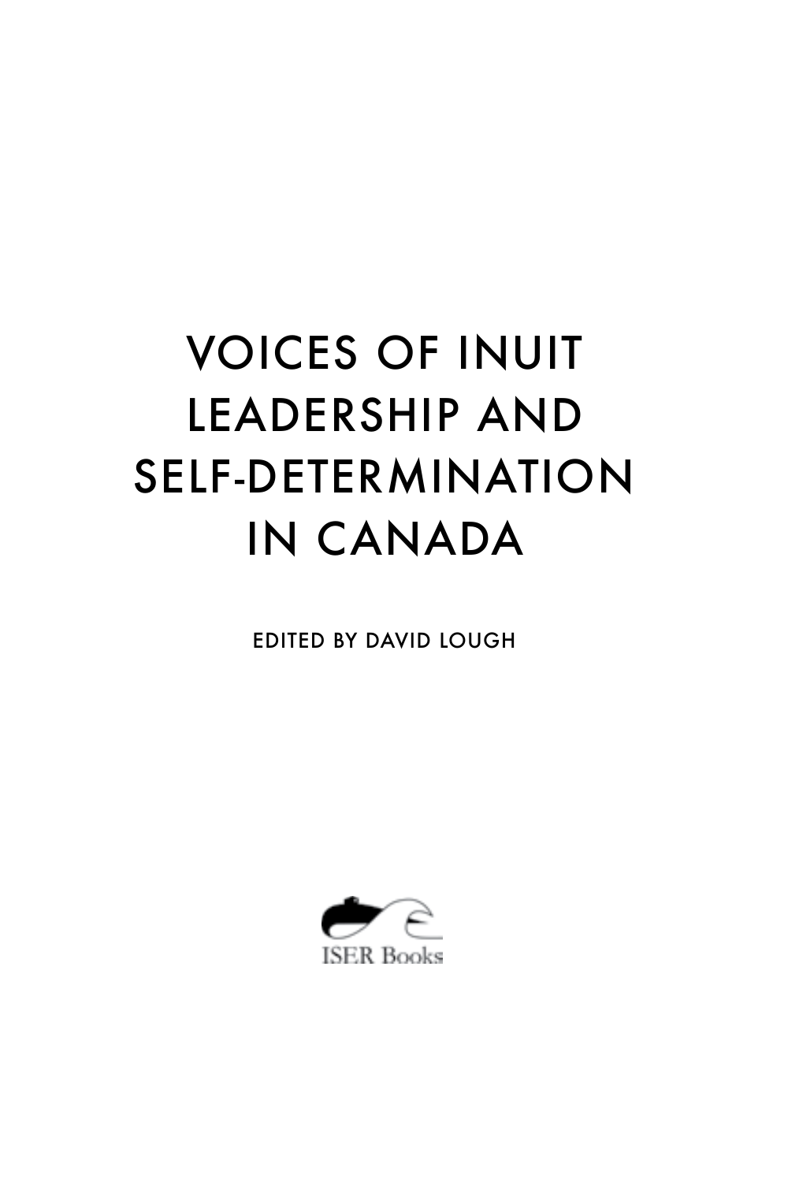# VOICES OF INUIT LEADERSHIP AND SELF-DETERMINATION IN CANADA

EDITED BY DAVID LOUGH

ISER Books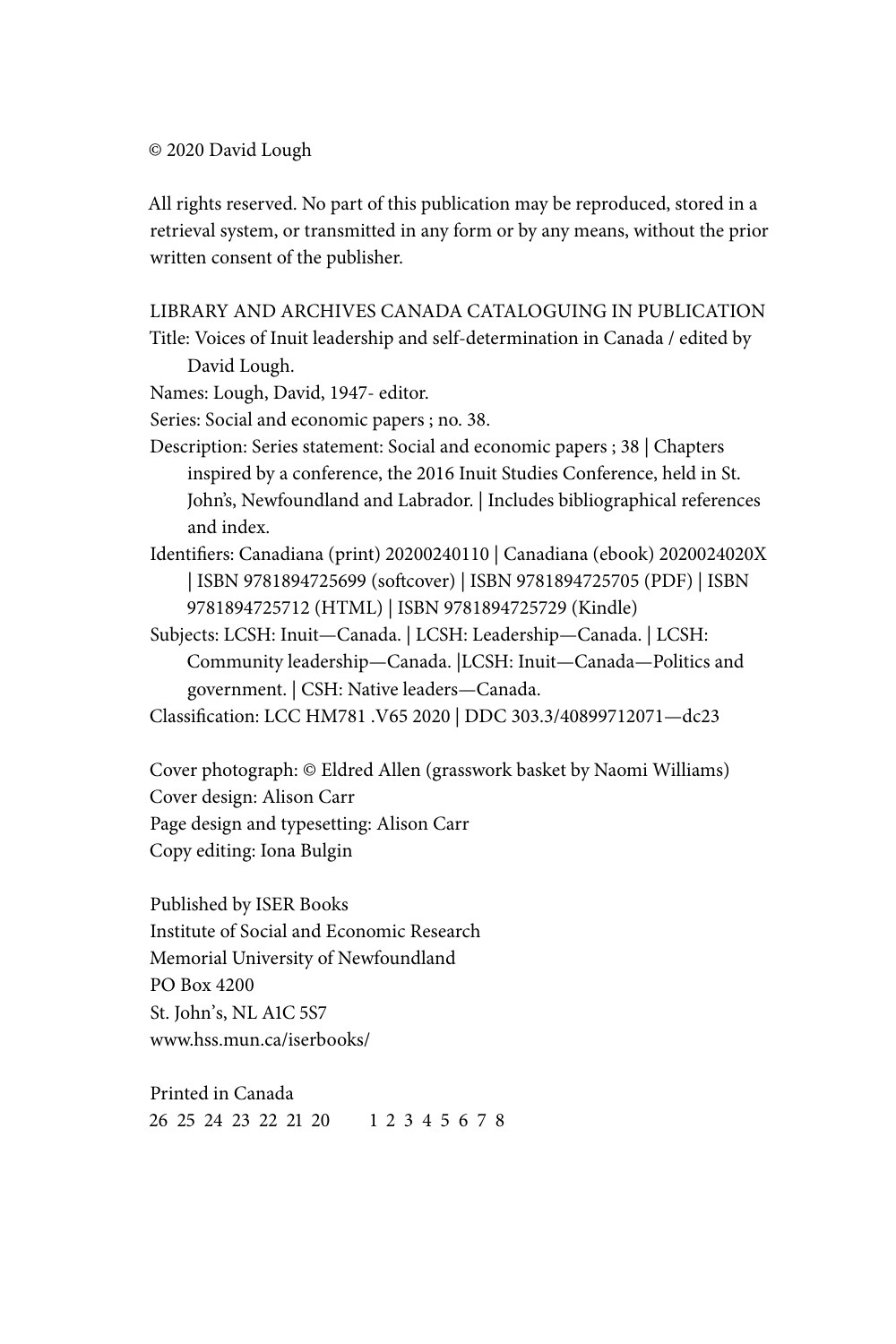© 2020 David Lough

All rights reserved. No part of this publication may be reproduced, stored in a retrieval system, or transmitted in any form or by any means, without the prior written consent of the publisher.

LIBRARY AND ARCHIVES CANADA CATALOGUING IN PUBLICATION

Title: Voices of Inuit leadership and self-determination in Canada / edited by David Lough.

Names: Lough, David, 1947- editor.

Series: Social and economic papers ; no. 38.

Description: Series statement: Social and economic papers ; 38 | Chapters inspired by a conference, the 2016 Inuit Studies Conference, held in St. John's, Newfoundland and Labrador. | Includes bibliographical references and index.

Identifiers: Canadiana (print) 20200240110 | Canadiana (ebook) 2020024020X | ISBN 9781894725699 (softcover) | ISBN 9781894725705 (PDF) | ISBN 9781894725712 (HTML) | ISBN 9781894725729 (Kindle)

Subjects: LCSH: Inuit—Canada. | LCSH: Leadership—Canada. | LCSH: Community leadership—Canada. |LCSH: Inuit—Canada—Politics and government. | CSH: Native leaders—Canada.

Classification: LCC HM781 .V65 2020 | DDC 303.3/40899712071—dc23

Cover photograph: © Eldred Allen (grasswork basket by Naomi Williams)
Cover design: Alison Carr
Page design and typesetting: Alison Carr
Copy editing: Iona Bulgin

Published by ISER Books
Institute of Social and Economic Research
Memorial University of Newfoundland
PO Box 4200
St. John's, NL A1C 5S7
www.hss.mun.ca/iserbooks/

Printed in Canada
26 25 24 23 22 21 20 1 2 3 4 5 6 7 8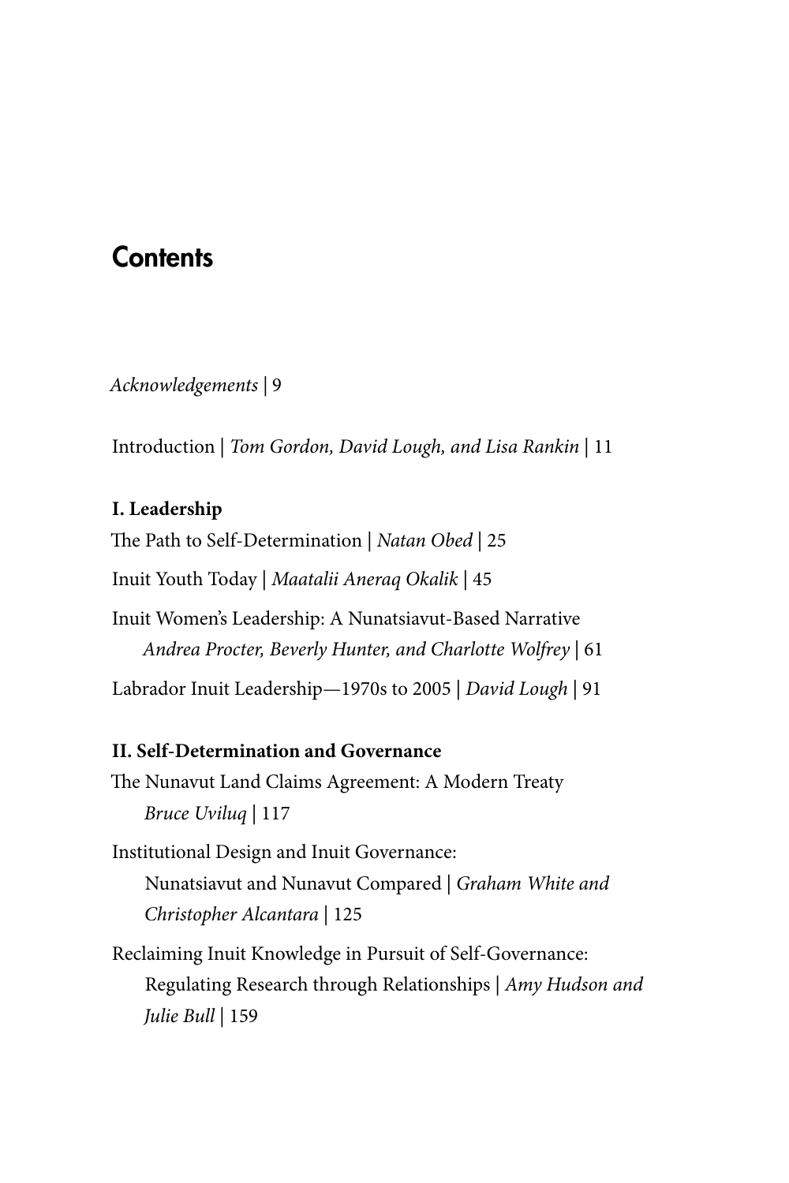# Contents

*Acknowledgements* | 9

Introduction | *Tom Gordon, David Lough, and Lisa Rankin* | 11

**I. Leadership**

The Path to Self-Determination | *Natan Obed* | 25

Inuit Youth Today | *Maatalii Aneraq Okalik* | 45

Inuit Women's Leadership: A Nunatsiavut-Based Narrative
*Andrea Procter, Beverly Hunter, and Charlotte Wolfrey* | 61

Labrador Inuit Leadership—1970s to 2005 | *David Lough* | 91

**II. Self-Determination and Governance**

The Nunavut Land Claims Agreement: A Modern Treaty
*Bruce Uviluq* | 117

Institutional Design and Inuit Governance:
Nunatsiavut and Nunavut Compared | *Graham White and Christopher Alcantara* | 125

Reclaiming Inuit Knowledge in Pursuit of Self-Governance:
Regulating Research through Relationships | *Amy Hudson and Julie Bull* | 159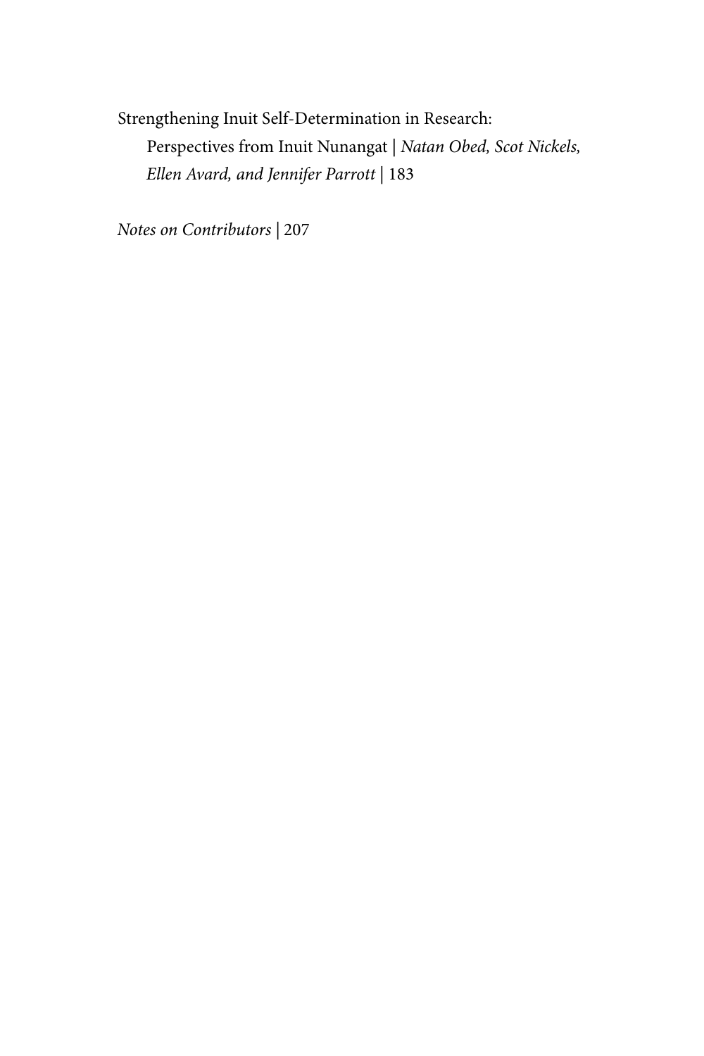Strengthening Inuit Self-Determination in Research:
Perspectives from Inuit Nunangat | *Natan Obed, Scot Nickels, Ellen Avard, and Jennifer Parrott* | 183

*Notes on Contributors* | 207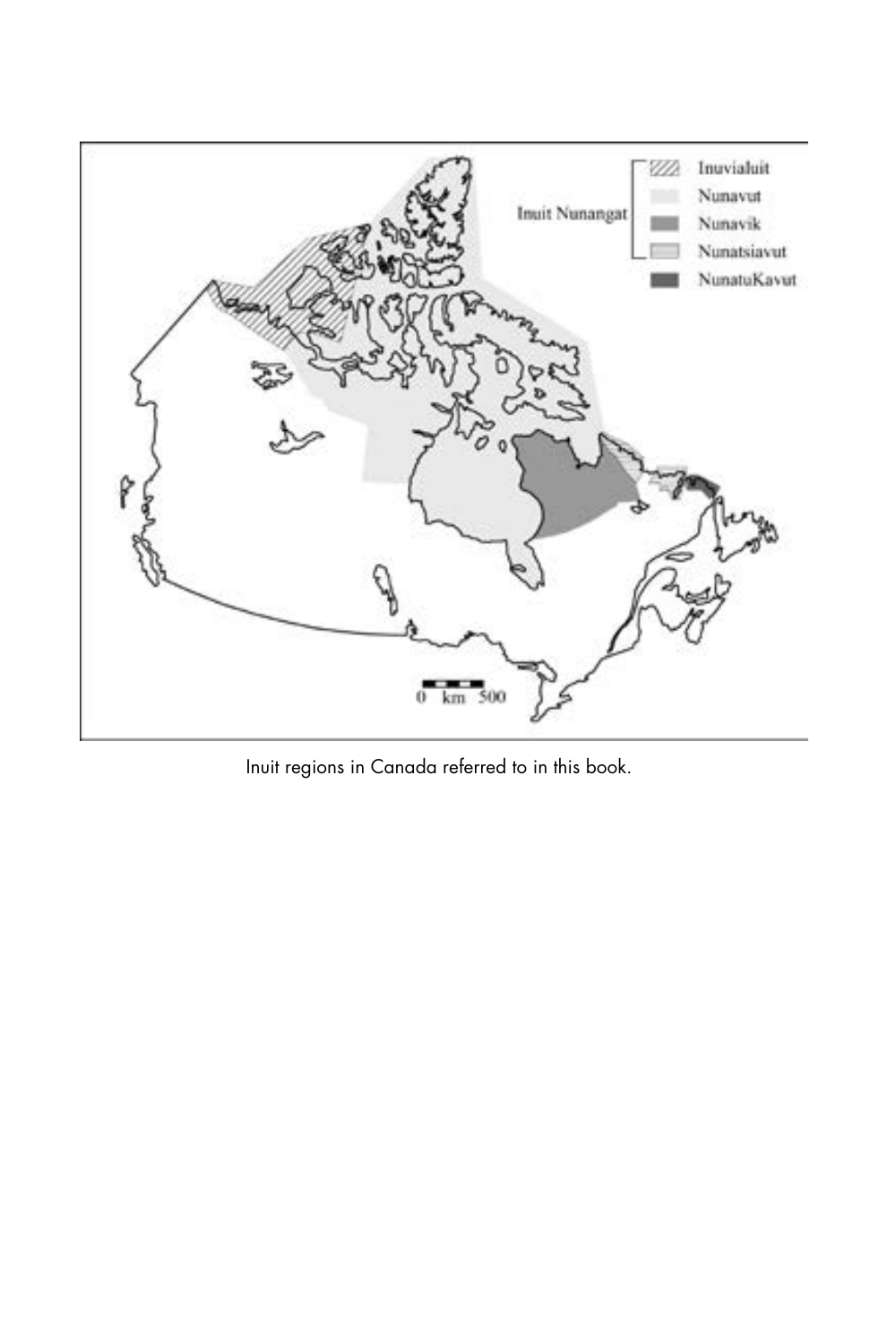Inuit regions in Canada referred to in this book.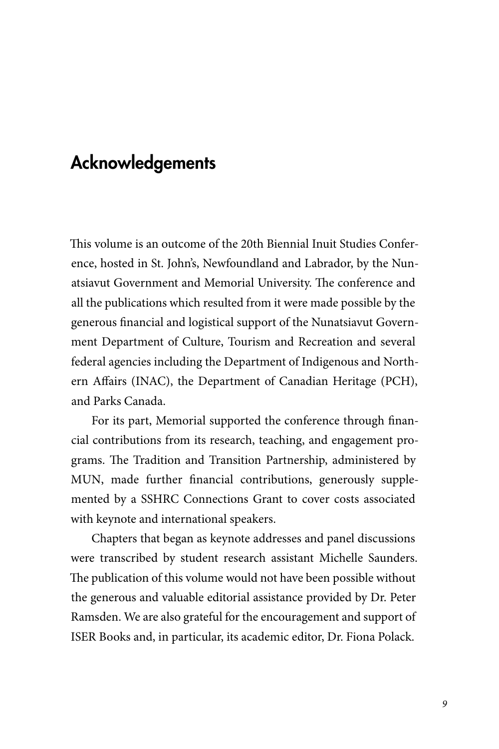## Acknowledgements

This volume is an outcome of the 20th Biennial Inuit Studies Conference, hosted in St. John's, Newfoundland and Labrador, by the Nunatsiavut Government and Memorial University. The conference and all the publications which resulted from it were made possible by the generous financial and logistical support of the Nunatsiavut Government Department of Culture, Tourism and Recreation and several federal agencies including the Department of Indigenous and Northern Affairs (INAC), the Department of Canadian Heritage (PCH), and Parks Canada.

For its part, Memorial supported the conference through financial contributions from its research, teaching, and engagement programs. The Tradition and Transition Partnership, administered by MUN, made further financial contributions, generously supplemented by a SSHRC Connections Grant to cover costs associated with keynote and international speakers.

Chapters that began as keynote addresses and panel discussions were transcribed by student research assistant Michelle Saunders. The publication of this volume would not have been possible without the generous and valuable editorial assistance provided by Dr. Peter Ramsden. We are also grateful for the encouragement and support of ISER Books and, in particular, its academic editor, Dr. Fiona Polack.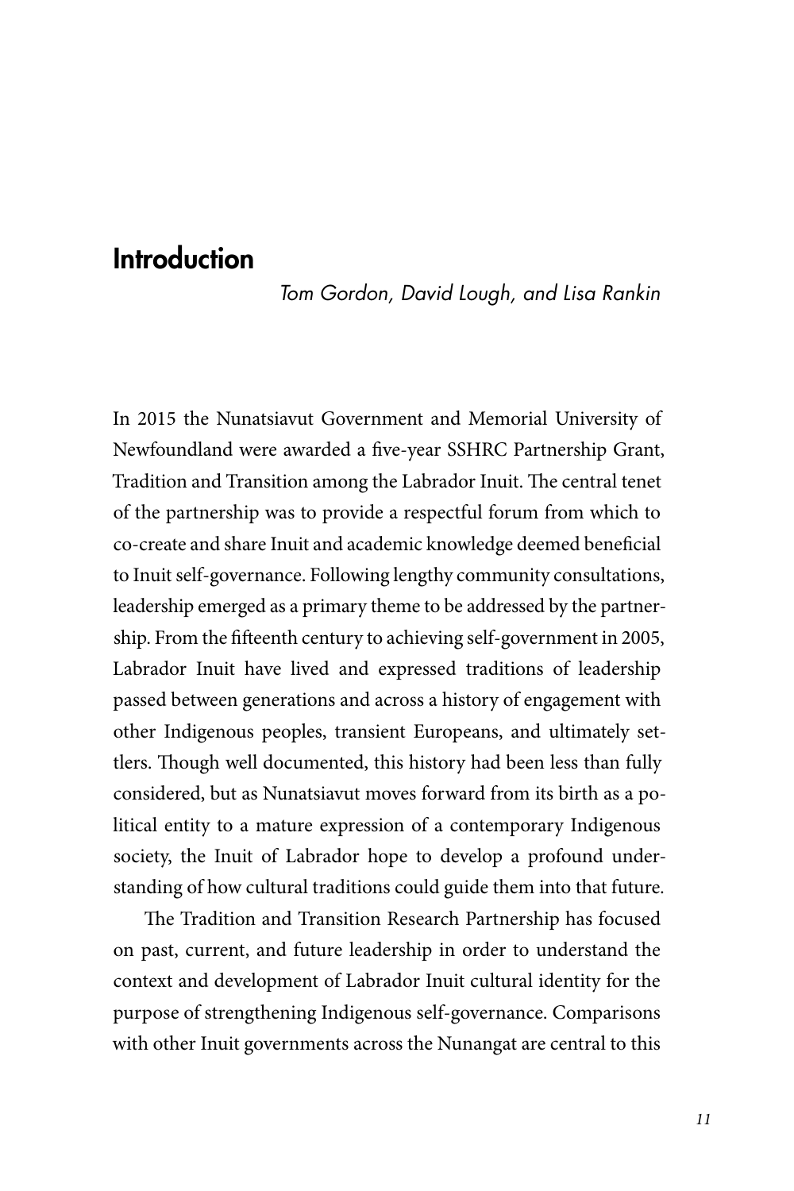# Introduction

*Tom Gordon, David Lough, and Lisa Rankin*

In 2015 the Nunatsiavut Government and Memorial University of Newfoundland were awarded a five-year SSHRC Partnership Grant, Tradition and Transition among the Labrador Inuit. The central tenet of the partnership was to provide a respectful forum from which to co-create and share Inuit and academic knowledge deemed beneficial to Inuit self-governance. Following lengthy community consultations, leadership emerged as a primary theme to be addressed by the partnership. From the fifteenth century to achieving self-government in 2005, Labrador Inuit have lived and expressed traditions of leadership passed between generations and across a history of engagement with other Indigenous peoples, transient Europeans, and ultimately settlers. Though well documented, this history had been less than fully considered, but as Nunatsiavut moves forward from its birth as a political entity to a mature expression of a contemporary Indigenous society, the Inuit of Labrador hope to develop a profound understanding of how cultural traditions could guide them into that future.

The Tradition and Transition Research Partnership has focused on past, current, and future leadership in order to understand the context and development of Labrador Inuit cultural identity for the purpose of strengthening Indigenous self-governance. Comparisons with other Inuit governments across the Nunangat are central to this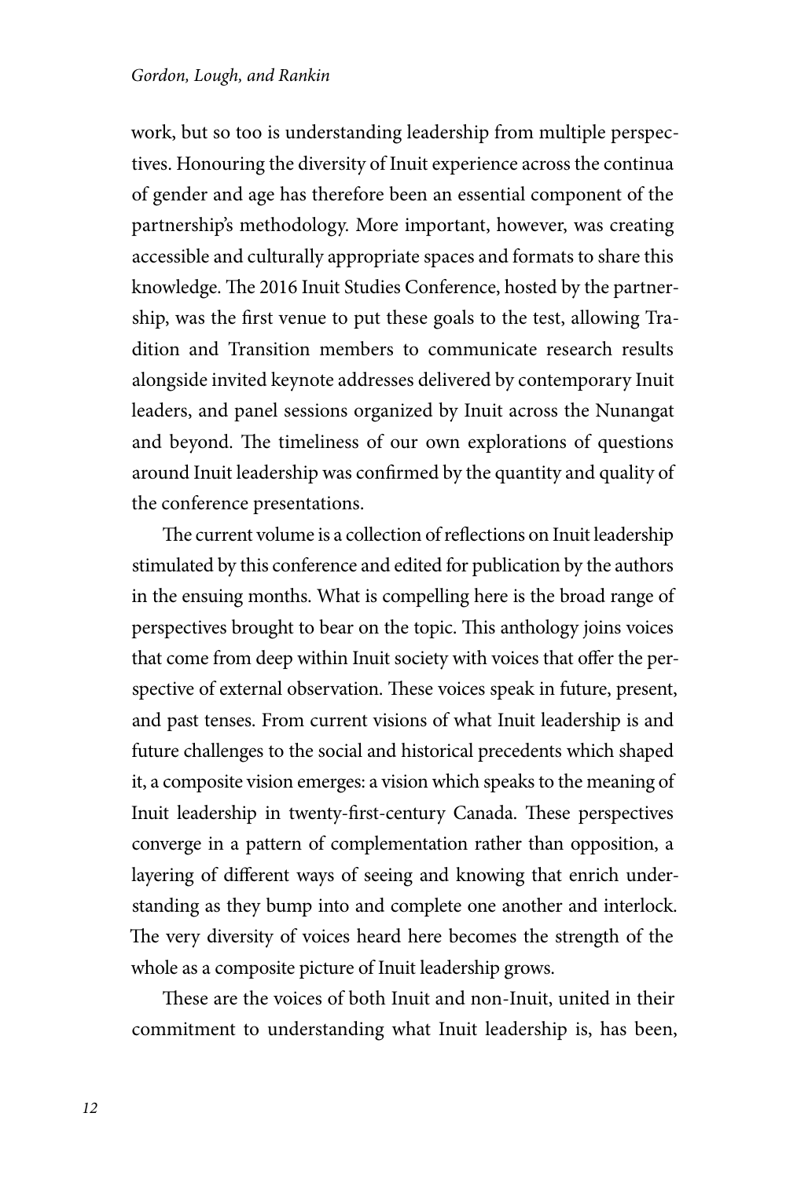work, but so too is understanding leadership from multiple perspectives. Honouring the diversity of Inuit experience across the continua of gender and age has therefore been an essential component of the partnership's methodology. More important, however, was creating accessible and culturally appropriate spaces and formats to share this knowledge. The 2016 Inuit Studies Conference, hosted by the partnership, was the first venue to put these goals to the test, allowing Tradition and Transition members to communicate research results alongside invited keynote addresses delivered by contemporary Inuit leaders, and panel sessions organized by Inuit across the Nunangat and beyond. The timeliness of our own explorations of questions around Inuit leadership was confirmed by the quantity and quality of the conference presentations.

The current volume is a collection of reflections on Inuit leadership stimulated by this conference and edited for publication by the authors in the ensuing months. What is compelling here is the broad range of perspectives brought to bear on the topic. This anthology joins voices that come from deep within Inuit society with voices that offer the perspective of external observation. These voices speak in future, present, and past tenses. From current visions of what Inuit leadership is and future challenges to the social and historical precedents which shaped it, a composite vision emerges: a vision which speaks to the meaning of Inuit leadership in twenty-first-century Canada. These perspectives converge in a pattern of complementation rather than opposition, a layering of different ways of seeing and knowing that enrich understanding as they bump into and complete one another and interlock. The very diversity of voices heard here becomes the strength of the whole as a composite picture of Inuit leadership grows.

These are the voices of both Inuit and non-Inuit, united in their commitment to understanding what Inuit leadership is, has been,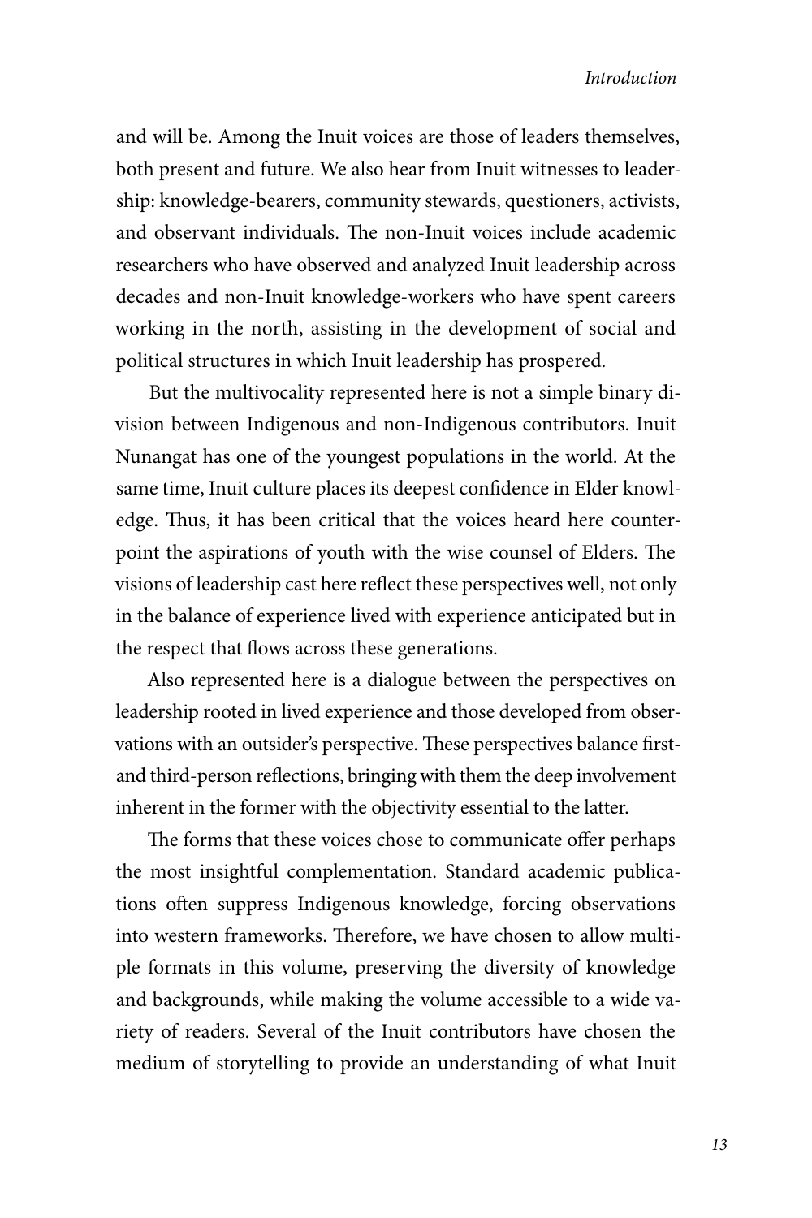and will be. Among the Inuit voices are those of leaders themselves, both present and future. We also hear from Inuit witnesses to leadership: knowledge-bearers, community stewards, questioners, activists, and observant individuals. The non-Inuit voices include academic researchers who have observed and analyzed Inuit leadership across decades and non-Inuit knowledge-workers who have spent careers working in the north, assisting in the development of social and political structures in which Inuit leadership has prospered.

But the multivocality represented here is not a simple binary division between Indigenous and non-Indigenous contributors. Inuit Nunangat has one of the youngest populations in the world. At the same time, Inuit culture places its deepest confidence in Elder knowledge. Thus, it has been critical that the voices heard here counterpoint the aspirations of youth with the wise counsel of Elders. The visions of leadership cast here reflect these perspectives well, not only in the balance of experience lived with experience anticipated but in the respect that flows across these generations.

Also represented here is a dialogue between the perspectives on leadership rooted in lived experience and those developed from observations with an outsider's perspective. These perspectives balance first- and third-person reflections, bringing with them the deep involvement inherent in the former with the objectivity essential to the latter.

The forms that these voices chose to communicate offer perhaps the most insightful complementation. Standard academic publications often suppress Indigenous knowledge, forcing observations into western frameworks. Therefore, we have chosen to allow multiple formats in this volume, preserving the diversity of knowledge and backgrounds, while making the volume accessible to a wide variety of readers. Several of the Inuit contributors have chosen the medium of storytelling to provide an understanding of what Inuit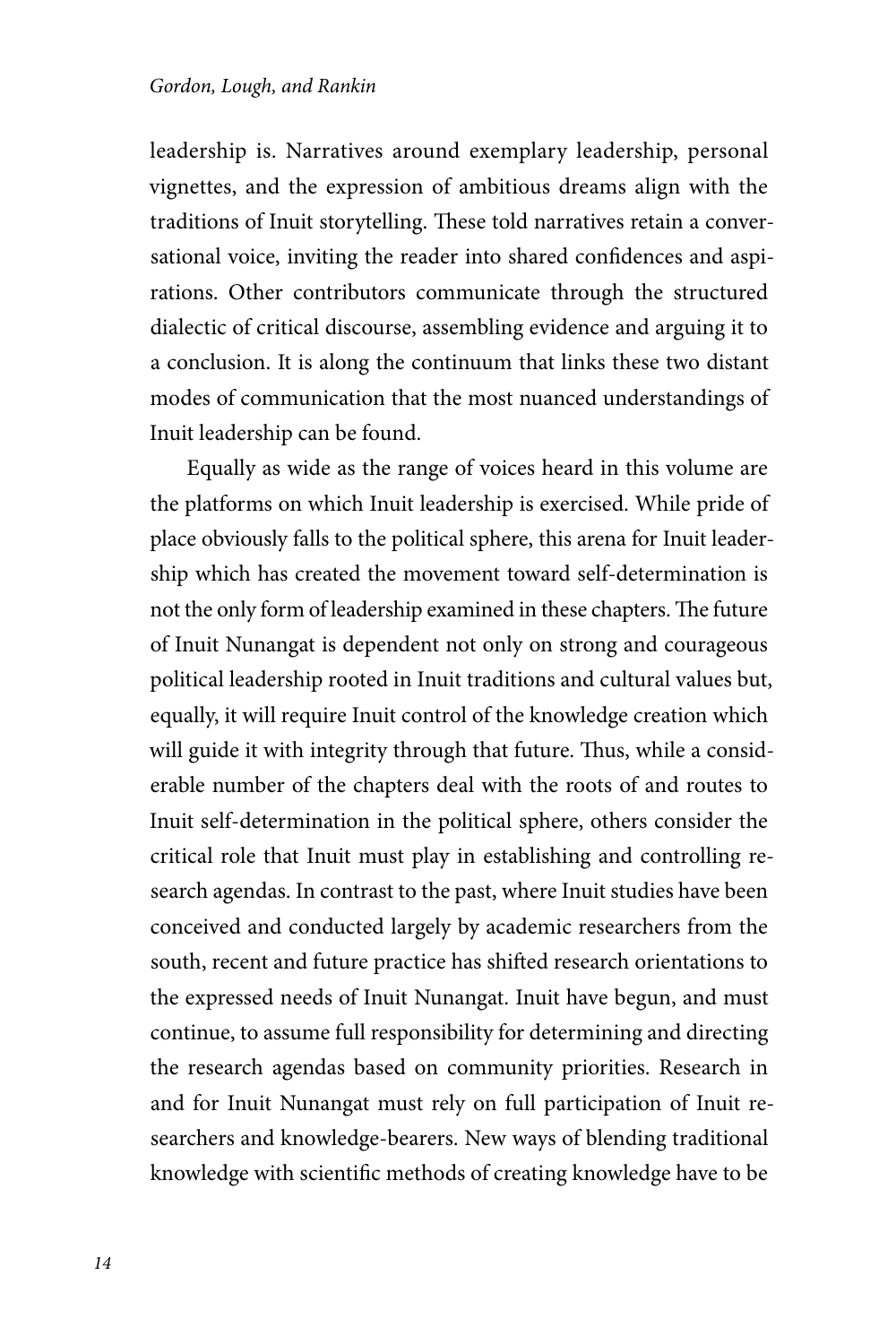leadership is. Narratives around exemplary leadership, personal vignettes, and the expression of ambitious dreams align with the traditions of Inuit storytelling. These told narratives retain a conversational voice, inviting the reader into shared confidences and aspirations. Other contributors communicate through the structured dialectic of critical discourse, assembling evidence and arguing it to a conclusion. It is along the continuum that links these two distant modes of communication that the most nuanced understandings of Inuit leadership can be found.

Equally as wide as the range of voices heard in this volume are the platforms on which Inuit leadership is exercised. While pride of place obviously falls to the political sphere, this arena for Inuit leadership which has created the movement toward self-determination is not the only form of leadership examined in these chapters. The future of Inuit Nunangat is dependent not only on strong and courageous political leadership rooted in Inuit traditions and cultural values but, equally, it will require Inuit control of the knowledge creation which will guide it with integrity through that future. Thus, while a considerable number of the chapters deal with the roots of and routes to Inuit self-determination in the political sphere, others consider the critical role that Inuit must play in establishing and controlling research agendas. In contrast to the past, where Inuit studies have been conceived and conducted largely by academic researchers from the south, recent and future practice has shifted research orientations to the expressed needs of Inuit Nunangat. Inuit have begun, and must continue, to assume full responsibility for determining and directing the research agendas based on community priorities. Research in and for Inuit Nunangat must rely on full participation of Inuit researchers and knowledge-bearers. New ways of blending traditional knowledge with scientific methods of creating knowledge have to be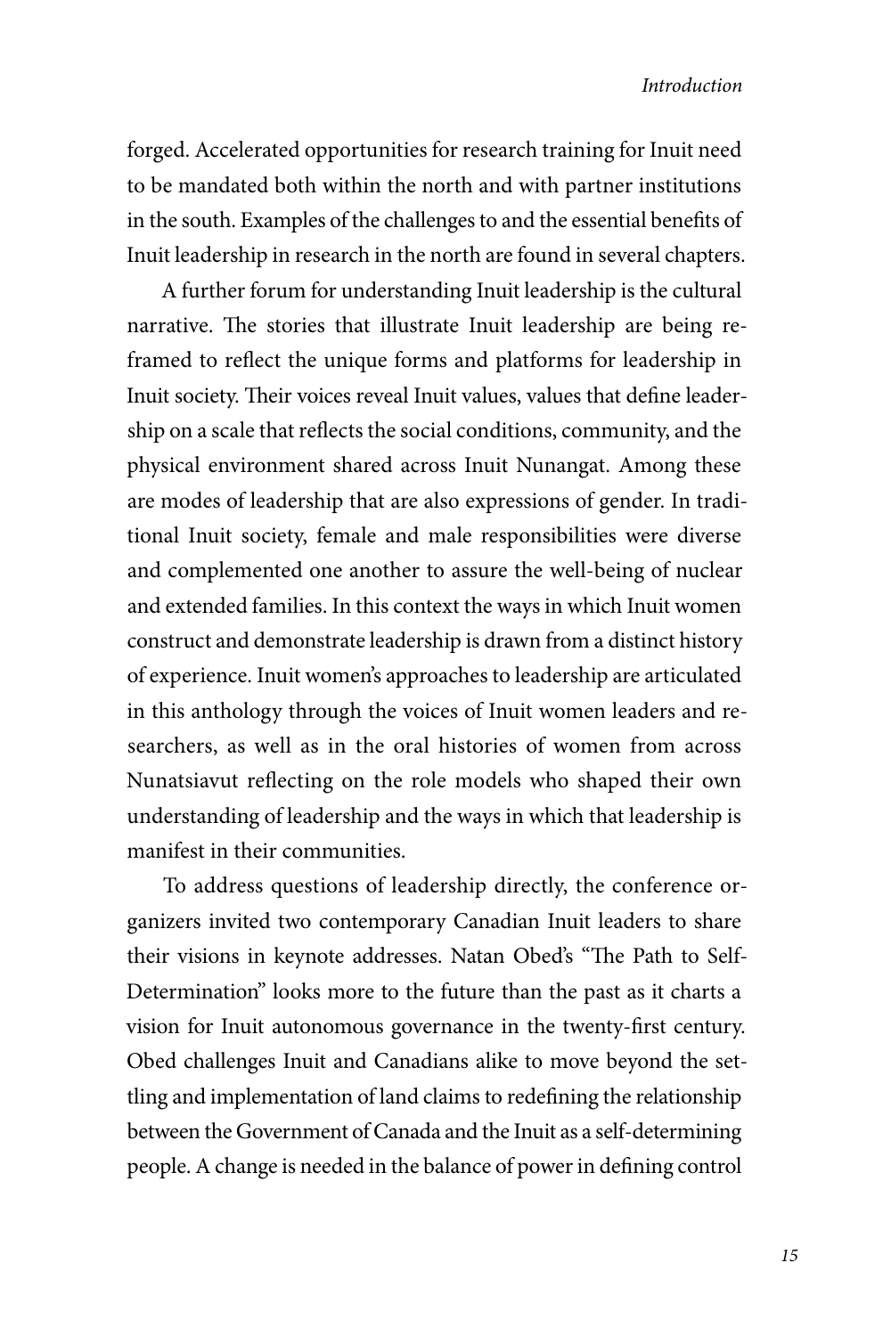forged. Accelerated opportunities for research training for Inuit need to be mandated both within the north and with partner institutions in the south. Examples of the challenges to and the essential benefits of Inuit leadership in research in the north are found in several chapters.

A further forum for understanding Inuit leadership is the cultural narrative. The stories that illustrate Inuit leadership are being reframed to reflect the unique forms and platforms for leadership in Inuit society. Their voices reveal Inuit values, values that define leadership on a scale that reflects the social conditions, community, and the physical environment shared across Inuit Nunangat. Among these are modes of leadership that are also expressions of gender. In traditional Inuit society, female and male responsibilities were diverse and complemented one another to assure the well-being of nuclear and extended families. In this context the ways in which Inuit women construct and demonstrate leadership is drawn from a distinct history of experience. Inuit women's approaches to leadership are articulated in this anthology through the voices of Inuit women leaders and researchers, as well as in the oral histories of women from across Nunatsiavut reflecting on the role models who shaped their own understanding of leadership and the ways in which that leadership is manifest in their communities.

To address questions of leadership directly, the conference organizers invited two contemporary Canadian Inuit leaders to share their visions in keynote addresses. Natan Obed's "The Path to Self-Determination" looks more to the future than the past as it charts a vision for Inuit autonomous governance in the twenty-first century. Obed challenges Inuit and Canadians alike to move beyond the settling and implementation of land claims to redefining the relationship between the Government of Canada and the Inuit as a self-determining people. A change is needed in the balance of power in defining control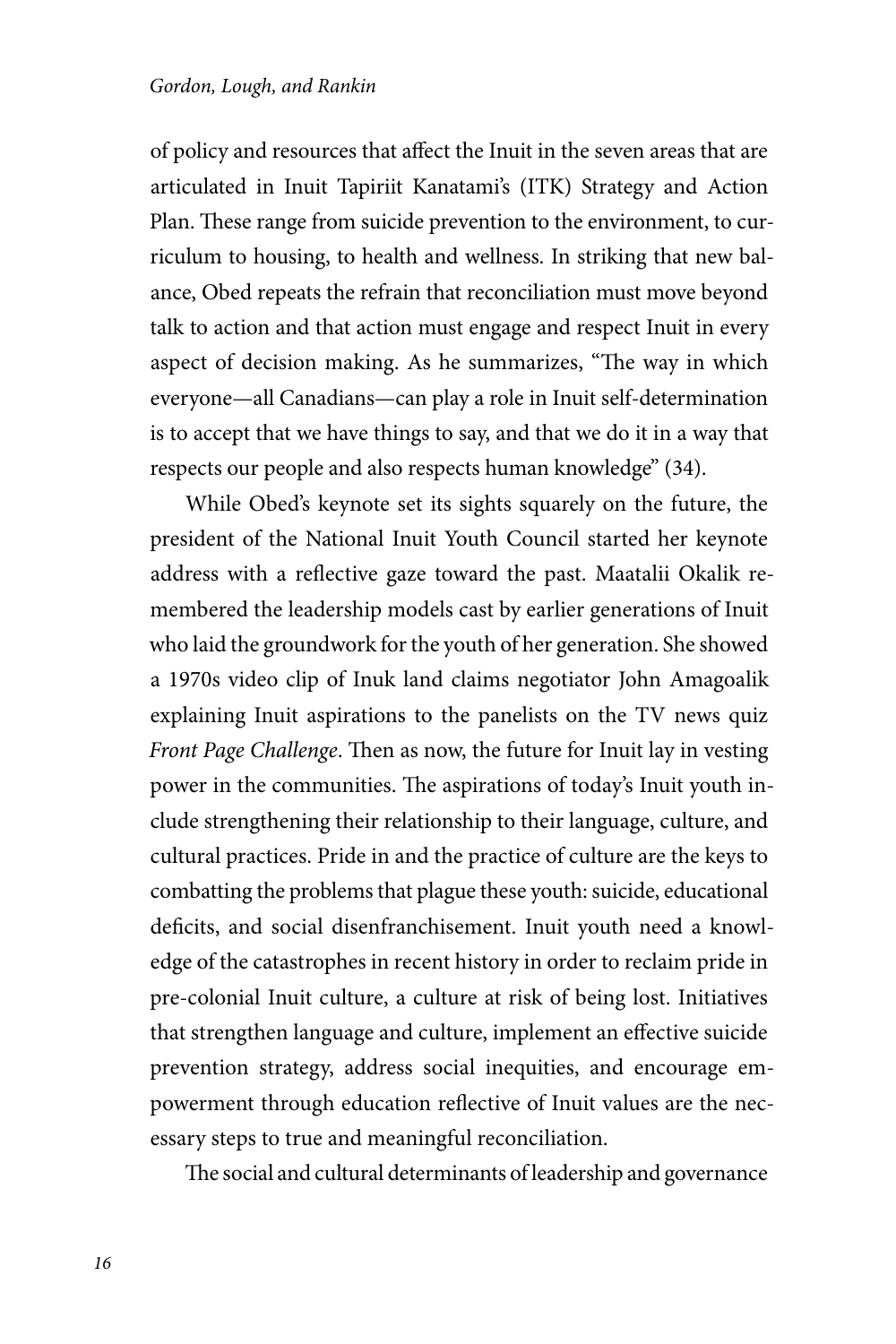of policy and resources that affect the Inuit in the seven areas that are articulated in Inuit Tapiriit Kanatami's (ITK) Strategy and Action Plan. These range from suicide prevention to the environment, to curriculum to housing, to health and wellness. In striking that new balance, Obed repeats the refrain that reconciliation must move beyond talk to action and that action must engage and respect Inuit in every aspect of decision making. As he summarizes, "The way in which everyone—all Canadians—can play a role in Inuit self-determination is to accept that we have things to say, and that we do it in a way that respects our people and also respects human knowledge" (34).

While Obed's keynote set its sights squarely on the future, the president of the National Inuit Youth Council started her keynote address with a reflective gaze toward the past. Maatalii Okalik remembered the leadership models cast by earlier generations of Inuit who laid the groundwork for the youth of her generation. She showed a 1970s video clip of Inuk land claims negotiator John Amagoalik explaining Inuit aspirations to the panelists on the TV news quiz *Front Page Challenge*. Then as now, the future for Inuit lay in vesting power in the communities. The aspirations of today's Inuit youth include strengthening their relationship to their language, culture, and cultural practices. Pride in and the practice of culture are the keys to combatting the problems that plague these youth: suicide, educational deficits, and social disenfranchisement. Inuit youth need a knowledge of the catastrophes in recent history in order to reclaim pride in pre-colonial Inuit culture, a culture at risk of being lost. Initiatives that strengthen language and culture, implement an effective suicide prevention strategy, address social inequities, and encourage empowerment through education reflective of Inuit values are the necessary steps to true and meaningful reconciliation.

The social and cultural determinants of leadership and governance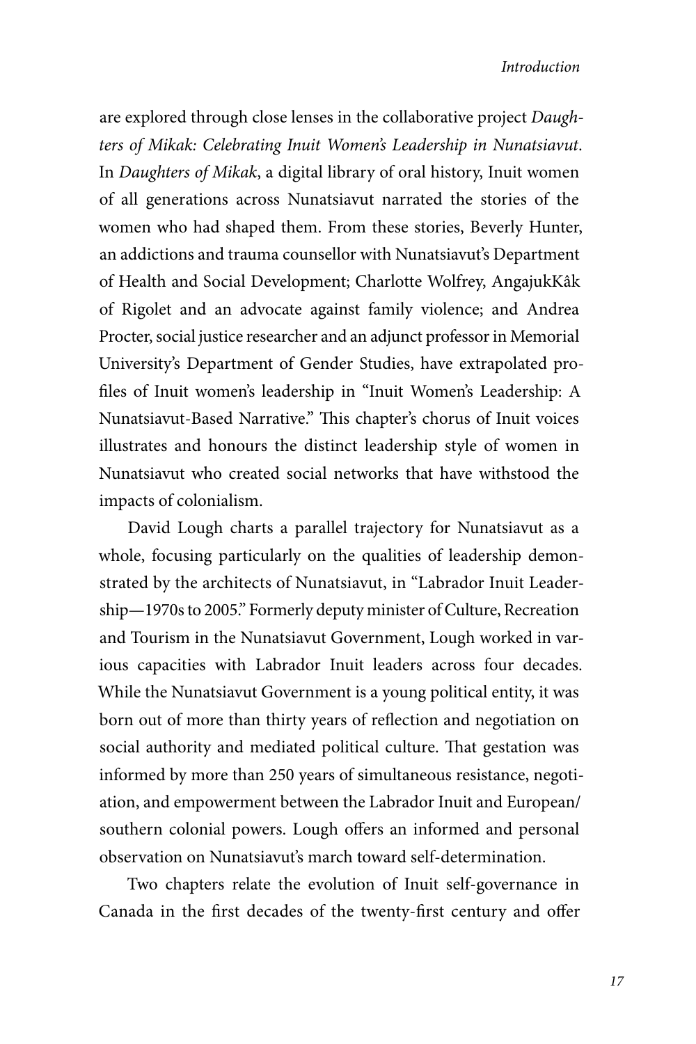are explored through close lenses in the collaborative project *Daughters of Mikak: Celebrating Inuit Women's Leadership in Nunatsiavut*. In *Daughters of Mikak*, a digital library of oral history, Inuit women of all generations across Nunatsiavut narrated the stories of the women who had shaped them. From these stories, Beverly Hunter, an addictions and trauma counsellor with Nunatsiavut's Department of Health and Social Development; Charlotte Wolfrey, AngajukKâk of Rigolet and an advocate against family violence; and Andrea Procter, social justice researcher and an adjunct professor in Memorial University's Department of Gender Studies, have extrapolated profiles of Inuit women's leadership in "Inuit Women's Leadership: A Nunatsiavut-Based Narrative." This chapter's chorus of Inuit voices illustrates and honours the distinct leadership style of women in Nunatsiavut who created social networks that have withstood the impacts of colonialism.

David Lough charts a parallel trajectory for Nunatsiavut as a whole, focusing particularly on the qualities of leadership demonstrated by the architects of Nunatsiavut, in "Labrador Inuit Leadership—1970s to 2005." Formerly deputy minister of Culture, Recreation and Tourism in the Nunatsiavut Government, Lough worked in various capacities with Labrador Inuit leaders across four decades. While the Nunatsiavut Government is a young political entity, it was born out of more than thirty years of reflection and negotiation on social authority and mediated political culture. That gestation was informed by more than 250 years of simultaneous resistance, negotiation, and empowerment between the Labrador Inuit and European/southern colonial powers. Lough offers an informed and personal observation on Nunatsiavut's march toward self-determination.

Two chapters relate the evolution of Inuit self-governance in Canada in the first decades of the twenty-first century and offer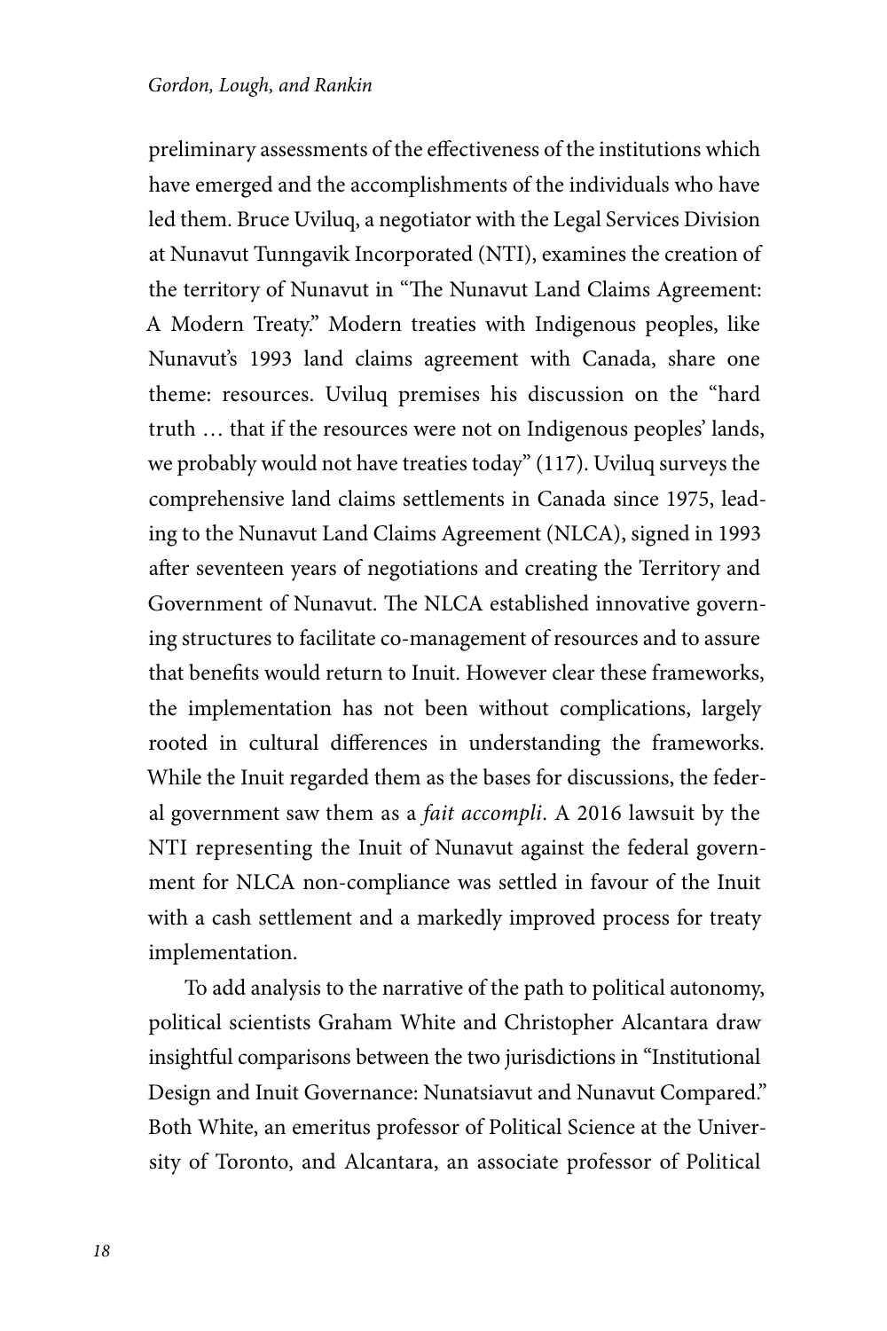preliminary assessments of the effectiveness of the institutions which have emerged and the accomplishments of the individuals who have led them. Bruce Uviluq, a negotiator with the Legal Services Division at Nunavut Tunngavik Incorporated (NTI), examines the creation of the territory of Nunavut in "The Nunavut Land Claims Agreement: A Modern Treaty." Modern treaties with Indigenous peoples, like Nunavut's 1993 land claims agreement with Canada, share one theme: resources. Uviluq premises his discussion on the "hard truth … that if the resources were not on Indigenous peoples' lands, we probably would not have treaties today" (117). Uviluq surveys the comprehensive land claims settlements in Canada since 1975, leading to the Nunavut Land Claims Agreement (NLCA), signed in 1993 after seventeen years of negotiations and creating the Territory and Government of Nunavut. The NLCA established innovative governing structures to facilitate co-management of resources and to assure that benefits would return to Inuit. However clear these frameworks, the implementation has not been without complications, largely rooted in cultural differences in understanding the frameworks. While the Inuit regarded them as the bases for discussions, the federal government saw them as a *fait accompli*. A 2016 lawsuit by the NTI representing the Inuit of Nunavut against the federal government for NLCA non-compliance was settled in favour of the Inuit with a cash settlement and a markedly improved process for treaty implementation.

To add analysis to the narrative of the path to political autonomy, political scientists Graham White and Christopher Alcantara draw insightful comparisons between the two jurisdictions in "Institutional Design and Inuit Governance: Nunatsiavut and Nunavut Compared." Both White, an emeritus professor of Political Science at the University of Toronto, and Alcantara, an associate professor of Political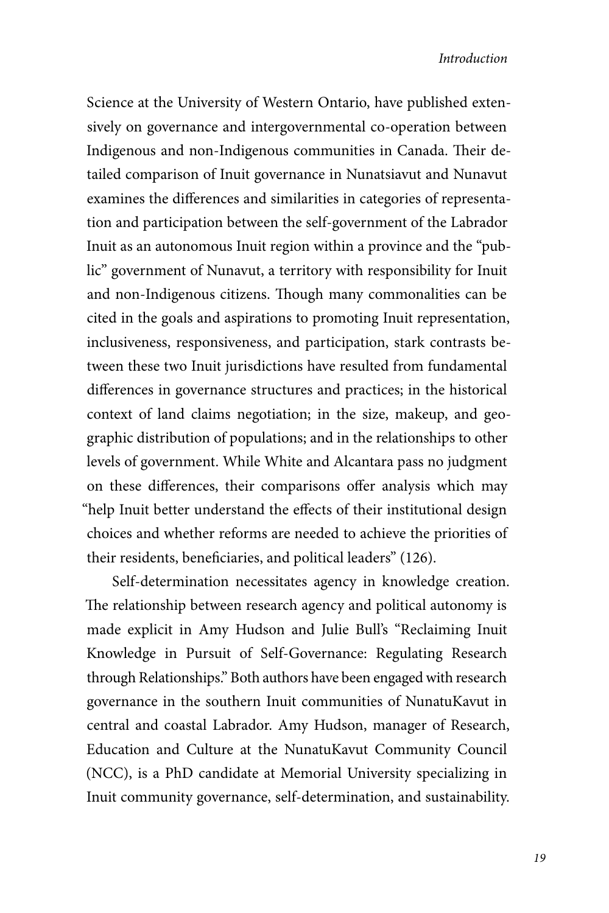Science at the University of Western Ontario, have published extensively on governance and intergovernmental co-operation between Indigenous and non-Indigenous communities in Canada. Their detailed comparison of Inuit governance in Nunatsiavut and Nunavut examines the differences and similarities in categories of representation and participation between the self-government of the Labrador Inuit as an autonomous Inuit region within a province and the "public" government of Nunavut, a territory with responsibility for Inuit and non-Indigenous citizens. Though many commonalities can be cited in the goals and aspirations to promoting Inuit representation, inclusiveness, responsiveness, and participation, stark contrasts between these two Inuit jurisdictions have resulted from fundamental differences in governance structures and practices; in the historical context of land claims negotiation; in the size, makeup, and geographic distribution of populations; and in the relationships to other levels of government. While White and Alcantara pass no judgment on these differences, their comparisons offer analysis which may "help Inuit better understand the effects of their institutional design choices and whether reforms are needed to achieve the priorities of their residents, beneficiaries, and political leaders" (126).

Self-determination necessitates agency in knowledge creation. The relationship between research agency and political autonomy is made explicit in Amy Hudson and Julie Bull's "Reclaiming Inuit Knowledge in Pursuit of Self-Governance: Regulating Research through Relationships." Both authors have been engaged with research governance in the southern Inuit communities of NunatuKavut in central and coastal Labrador. Amy Hudson, manager of Research, Education and Culture at the NunatuKavut Community Council (NCC), is a PhD candidate at Memorial University specializing in Inuit community governance, self-determination, and sustainability.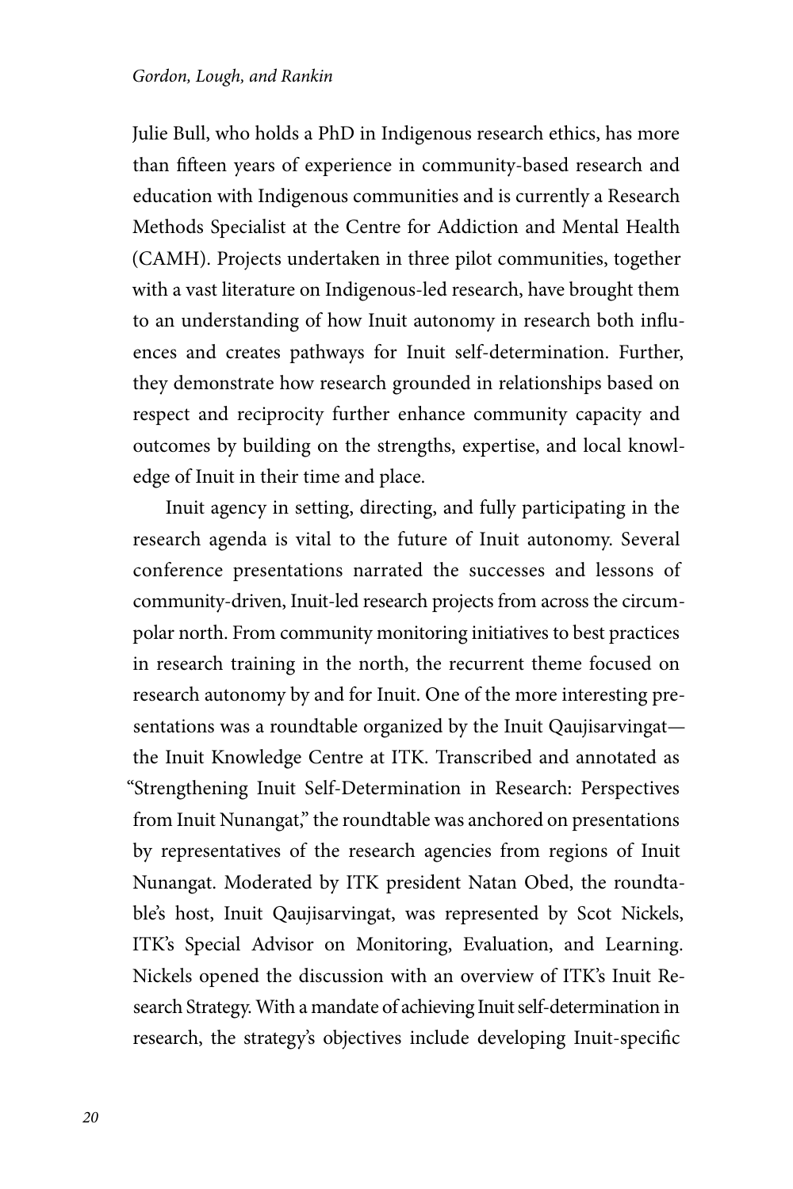Julie Bull, who holds a PhD in Indigenous research ethics, has more than fifteen years of experience in community-based research and education with Indigenous communities and is currently a Research Methods Specialist at the Centre for Addiction and Mental Health (CAMH). Projects undertaken in three pilot communities, together with a vast literature on Indigenous-led research, have brought them to an understanding of how Inuit autonomy in research both influences and creates pathways for Inuit self-determination. Further, they demonstrate how research grounded in relationships based on respect and reciprocity further enhance community capacity and outcomes by building on the strengths, expertise, and local knowledge of Inuit in their time and place.

Inuit agency in setting, directing, and fully participating in the research agenda is vital to the future of Inuit autonomy. Several conference presentations narrated the successes and lessons of community-driven, Inuit-led research projects from across the circumpolar north. From community monitoring initiatives to best practices in research training in the north, the recurrent theme focused on research autonomy by and for Inuit. One of the more interesting presentations was a roundtable organized by the Inuit Qaujisarvingat—the Inuit Knowledge Centre at ITK. Transcribed and annotated as "Strengthening Inuit Self-Determination in Research: Perspectives from Inuit Nunangat," the roundtable was anchored on presentations by representatives of the research agencies from regions of Inuit Nunangat. Moderated by ITK president Natan Obed, the roundtable's host, Inuit Qaujisarvingat, was represented by Scot Nickels, ITK's Special Advisor on Monitoring, Evaluation, and Learning. Nickels opened the discussion with an overview of ITK's Inuit Research Strategy. With a mandate of achieving Inuit self-determination in research, the strategy's objectives include developing Inuit-specific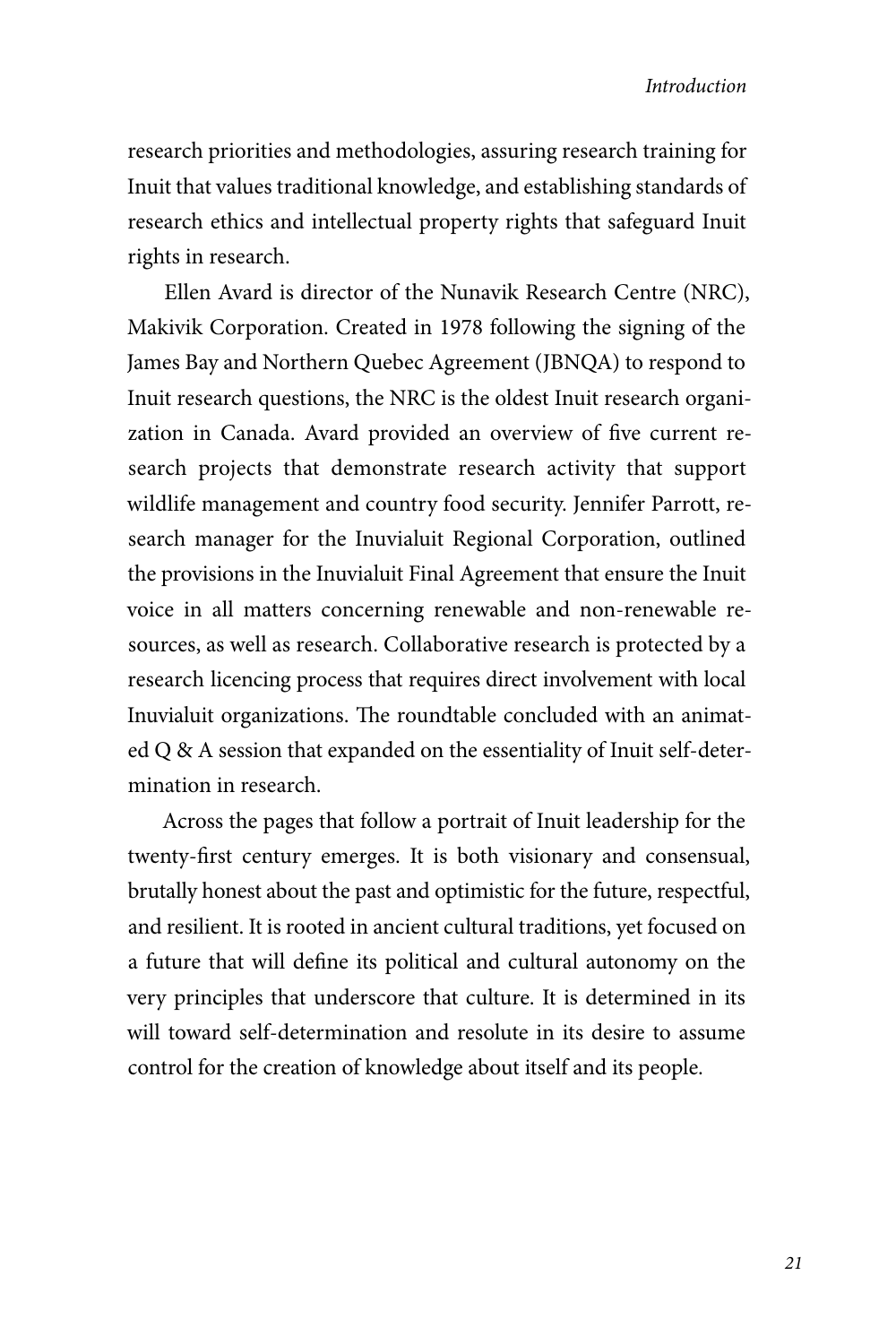research priorities and methodologies, assuring research training for Inuit that values traditional knowledge, and establishing standards of research ethics and intellectual property rights that safeguard Inuit rights in research.

Ellen Avard is director of the Nunavik Research Centre (NRC), Makivik Corporation. Created in 1978 following the signing of the James Bay and Northern Quebec Agreement (JBNQA) to respond to Inuit research questions, the NRC is the oldest Inuit research organization in Canada. Avard provided an overview of five current research projects that demonstrate research activity that support wildlife management and country food security. Jennifer Parrott, research manager for the Inuvialuit Regional Corporation, outlined the provisions in the Inuvialuit Final Agreement that ensure the Inuit voice in all matters concerning renewable and non-renewable resources, as well as research. Collaborative research is protected by a research licencing process that requires direct involvement with local Inuvialuit organizations. The roundtable concluded with an animated Q & A session that expanded on the essentiality of Inuit self-determination in research.

Across the pages that follow a portrait of Inuit leadership for the twenty-first century emerges. It is both visionary and consensual, brutally honest about the past and optimistic for the future, respectful, and resilient. It is rooted in ancient cultural traditions, yet focused on a future that will define its political and cultural autonomy on the very principles that underscore that culture. It is determined in its will toward self-determination and resolute in its desire to assume control for the creation of knowledge about itself and its people.